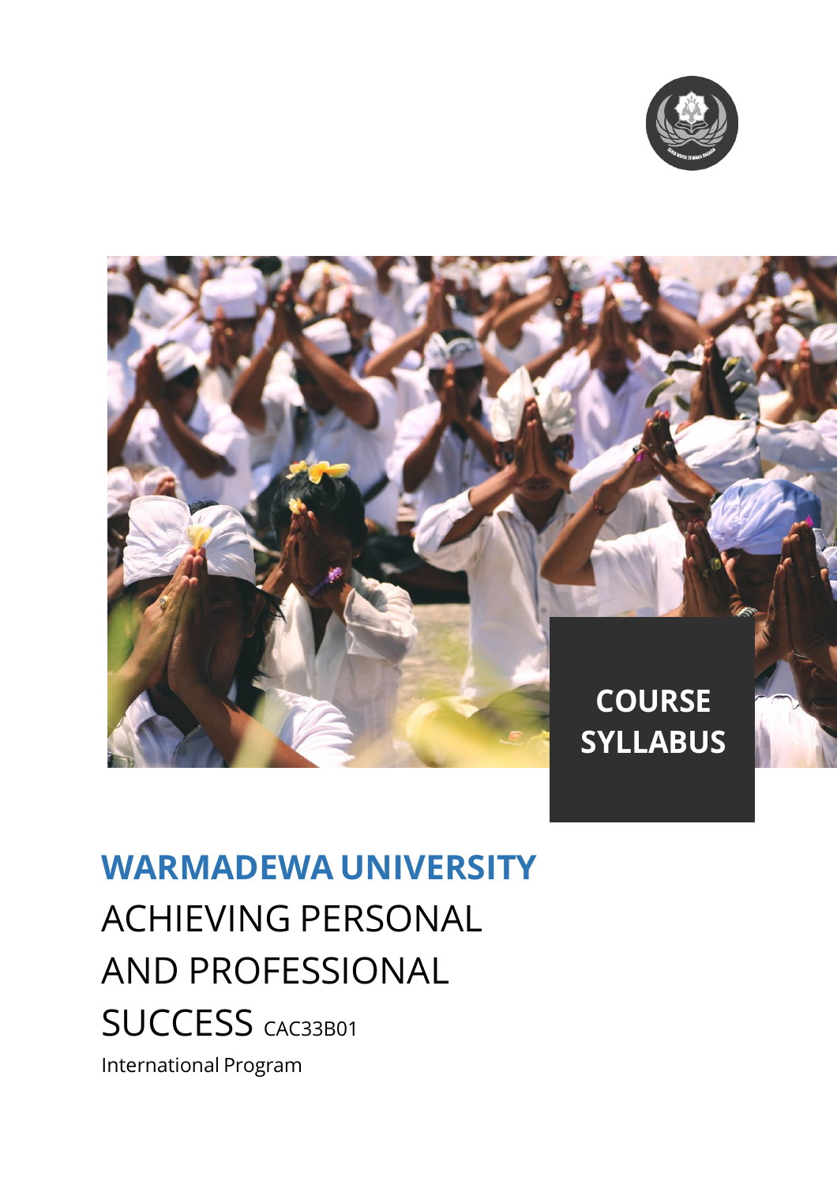**COURSE SYLLABUS**

# WARMADEWA UNIVERSITY

## ACHIEVING PERSONAL AND PROFESSIONAL SUCCESS CAC33B01

International Program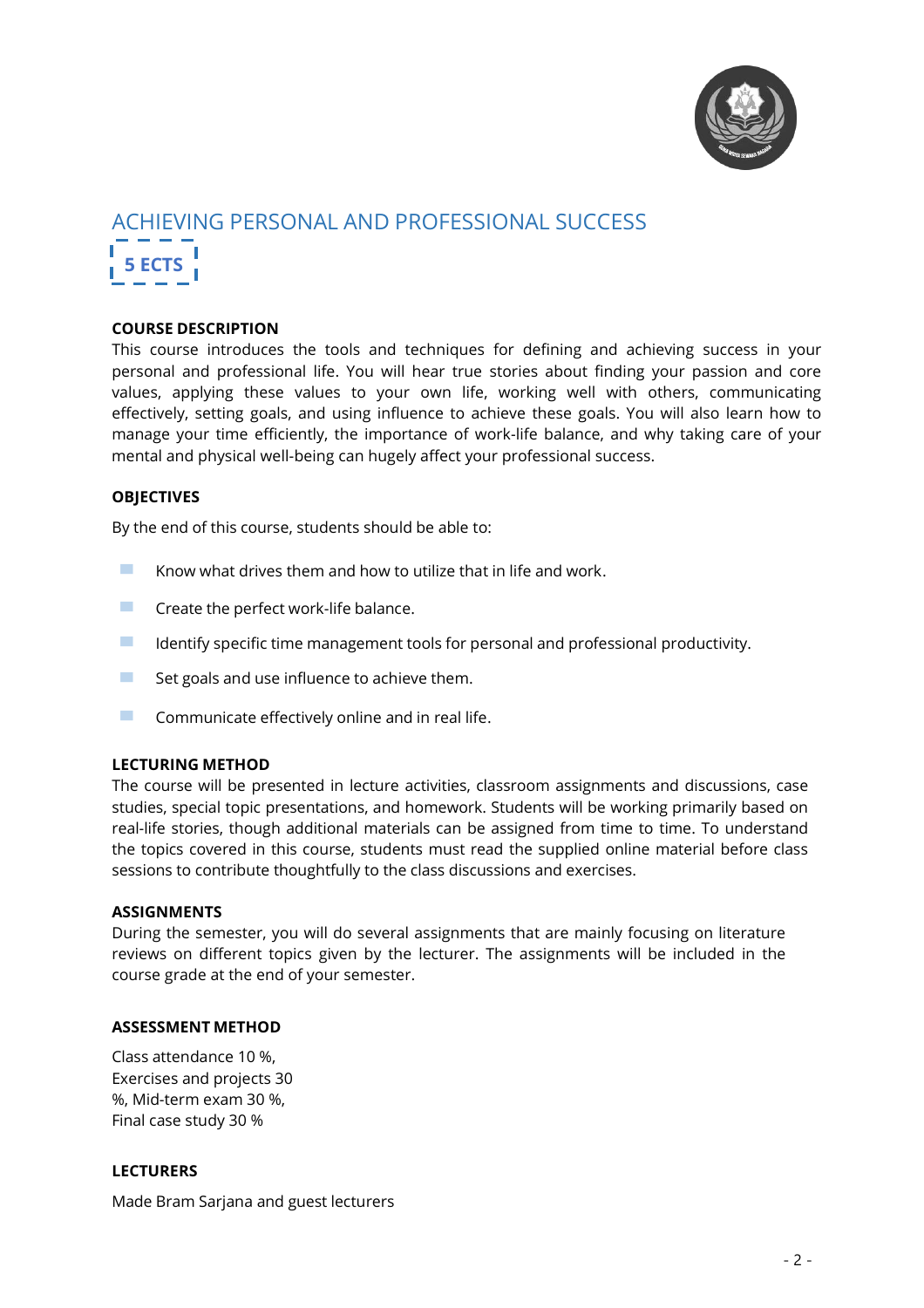# ACHIEVING PERSONAL AND PROFESSIONAL SUCCESS

**5 ECTS**

## COURSE DESCRIPTION

This course introduces the tools and techniques for defining and achieving success in your personal and professional life. You will hear true stories about finding your passion and core values, applying these values to your own life, working well with others, communicating effectively, setting goals, and using influence to achieve these goals. You will also learn how to manage your time efficiently, the importance of work-life balance, and why taking care of your mental and physical well-being can hugely affect your professional success.

## OBJECTIVES

By the end of this course, students should be able to:

- Know what drives them and how to utilize that in life and work.
- Create the perfect work-life balance.
- Identify specific time management tools for personal and professional productivity.
- Set goals and use influence to achieve them.
- Communicate effectively online and in real life.

## LECTURING METHOD

The course will be presented in lecture activities, classroom assignments and discussions, case studies, special topic presentations, and homework. Students will be working primarily based on real-life stories, though additional materials can be assigned from time to time. To understand the topics covered in this course, students must read the supplied online material before class sessions to contribute thoughtfully to the class discussions and exercises.

## ASSIGNMENTS

During the semester, you will do several assignments that are mainly focusing on literature reviews on different topics given by the lecturer. The assignments will be included in the course grade at the end of your semester.

## ASSESSMENT METHOD

Class attendance 10 %,
Exercises and projects 30 %, Mid-term exam 30 %,
Final case study 30 %

## LECTURERS

Made Bram Sarjana and guest lecturers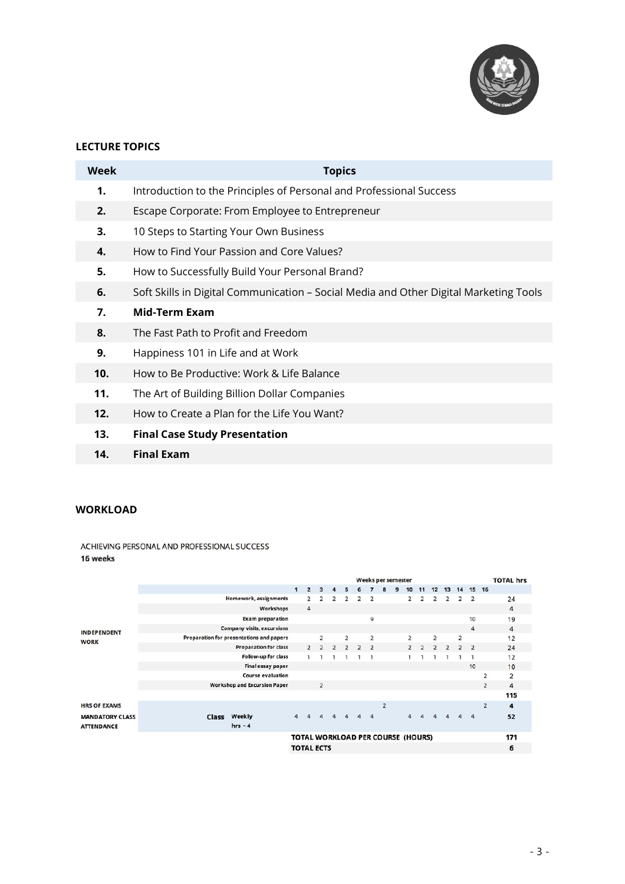### LECTURE TOPICS

| Week | Topics |
|---|---|
| **1.** | Introduction to the Principles of Personal and Professional Success |
| **2.** | Escape Corporate: From Employee to Entrepreneur |
| **3.** | 10 Steps to Starting Your Own Business |
| **4.** | How to Find Your Passion and Core Values? |
| **5.** | How to Successfully Build Your Personal Brand? |
| **6.** | Soft Skills in Digital Communication – Social Media and Other Digital Marketing Tools |
| **7.** | **Mid-Term Exam** |
| **8.** | The Fast Path to Profit and Freedom |
| **9.** | Happiness 101 in Life and at Work |
| **10.** | How to Be Productive: Work & Life Balance |
| **11.** | The Art of Building Billion Dollar Companies |
| **12.** | How to Create a Plan for the Life You Want? |
| **13.** | **Final Case Study Presentation** |
| **14.** | **Final Exam** |

### WORKLOAD

ACHIEVING PERSONAL AND PROFESSIONAL SUCCESS
**16 weeks**

| | | Weeks per semester | | | | | | | | | | | | | | | | TOTAL hrs |
|---|---|---|---|---|---|---|---|---|---|---|---|---|---|---|---|---|---|---|
| | | 1 | 2 | 3 | 4 | 5 | 6 | 7 | 8 | 9 | 10 | 11 | 12 | 13 | 14 | 15 | 16 | |
| INDEPENDENT WORK | Homework, assignments | | 2 | 2 | 2 | 2 | 2 | 2 | | | 2 | 2 | 2 | 2 | 2 | 2 | | 24 |
| | Workshops | | 4 | | | | | | | | | | | | | | | 4 |
| | Exam preparation | | | | | | | 9 | | | | | | | | 10 | | 19 |
| | Company visits, excursions | | | | | | | | | | | | | | | 4 | | 4 |
| | Preparation for presentations and papers | | | 2 | | 2 | | 2 | | | 2 | | 2 | | 2 | | | 12 |
| | Preparation for class | | 2 | 2 | 2 | 2 | 2 | 2 | | | 2 | 2 | 2 | 2 | 2 | 2 | | 24 |
| | Follow-up for class | | 1 | 1 | 1 | 1 | 1 | 1 | | | 1 | 1 | 1 | 1 | 1 | 1 | | 12 |
| | Final essay paper | | | | | | | | | | | | | | | 10 | | 10 |
| | Course evaluation | | | | | | | | | | | | | | | | 2 | 2 |
| | Workshop and Excursion Paper | | | 2 | | | | | | | | | | | | | 2 | 4 |
| | | | | | | | | | | | | | | | | | | **115** |
| HRS OF EXAMS | | | | | | | | | 2 | | | | | | | | 2 | **4** |
| MANDATORY CLASS ATTENDANCE | **Class** Weekly hrs ~ 4 | 4 | 4 | 4 | 4 | 4 | 4 | 4 | | | 4 | 4 | 4 | 4 | 4 | 4 | | **52** |
| | | **TOTAL WORKLOAD PER COURSE (HOURS)** | | | | | | | | | | | | | | | | **171** |
| | | **TOTAL ECTS** | | | | | | | | | | | | | | | | **6** |